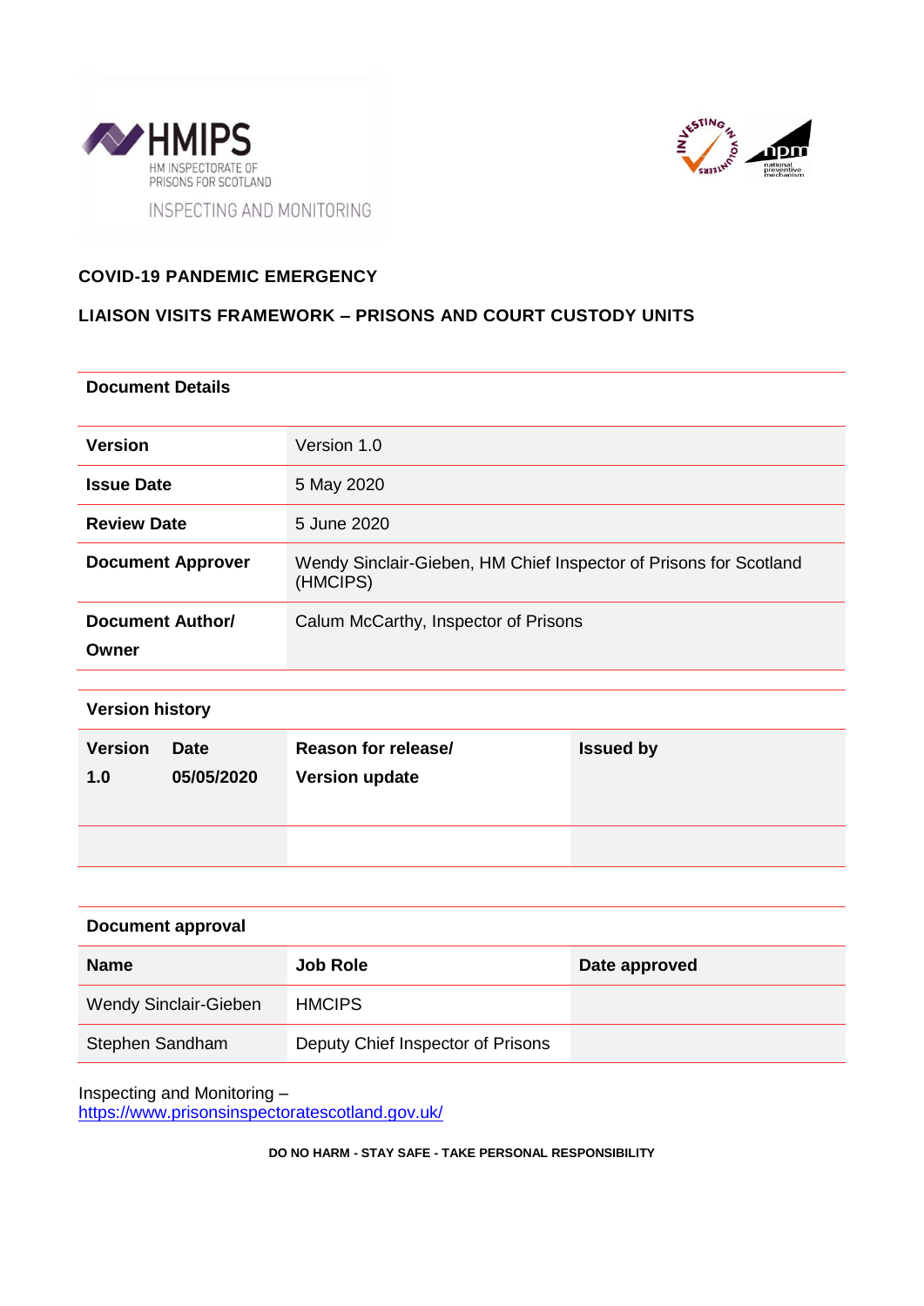HMIPS
HM INSPECTORATE OF PRISONS FOR SCOTLAND
INSPECTING AND MONITORING

**COVID-19 PANDEMIC EMERGENCY**

**LIAISON VISITS FRAMEWORK – PRISONS AND COURT CUSTODY UNITS**

**Document Details**

| | |
|---|---|
| **Version** | Version 1.0 |
| **Issue Date** | 5 May 2020 |
| **Review Date** | 5 June 2020 |
| **Document Approver** | Wendy Sinclair-Gieben, HM Chief Inspector of Prisons for Scotland (HMCIPS) |
| **Document Author/ Owner** | Calum McCarthy, Inspector of Prisons |

**Version history**

| Version | Date | Reason for release/ Version update | Issued by |
|---|---|---|---|
| 1.0 | 05/05/2020 | | |
| | | | |

**Document approval**

| Name | Job Role | Date approved |
|---|---|---|
| Wendy Sinclair-Gieben | HMCIPS | |
| Stephen Sandham | Deputy Chief Inspector of Prisons | |

Inspecting and Monitoring – https://www.prisonsinspectoratescotland.gov.uk/

**DO NO HARM - STAY SAFE - TAKE PERSONAL RESPONSIBILITY**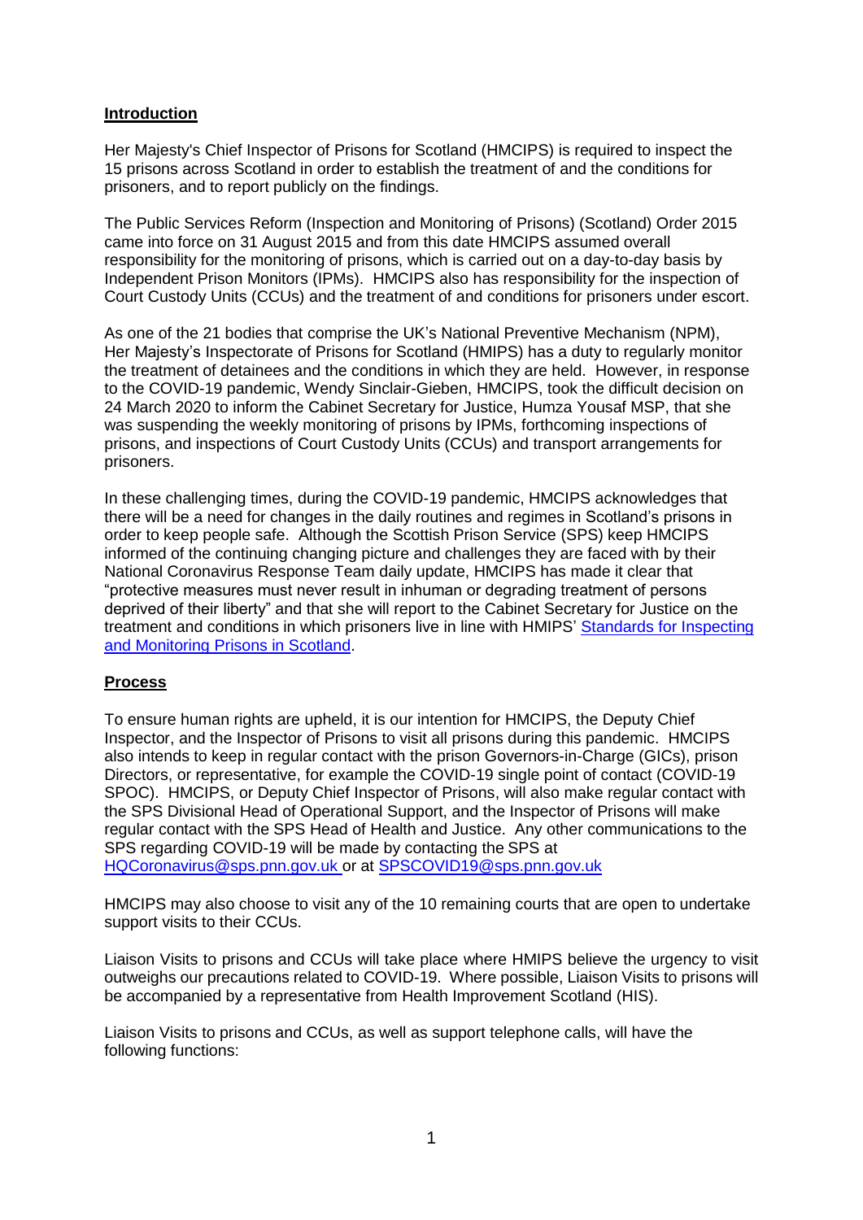## Introduction

Her Majesty's Chief Inspector of Prisons for Scotland (HMCIPS) is required to inspect the 15 prisons across Scotland in order to establish the treatment of and the conditions for prisoners, and to report publicly on the findings.

The Public Services Reform (Inspection and Monitoring of Prisons) (Scotland) Order 2015 came into force on 31 August 2015 and from this date HMCIPS assumed overall responsibility for the monitoring of prisons, which is carried out on a day-to-day basis by Independent Prison Monitors (IPMs). HMCIPS also has responsibility for the inspection of Court Custody Units (CCUs) and the treatment of and conditions for prisoners under escort.

As one of the 21 bodies that comprise the UK's National Preventive Mechanism (NPM), Her Majesty's Inspectorate of Prisons for Scotland (HMIPS) has a duty to regularly monitor the treatment of detainees and the conditions in which they are held. However, in response to the COVID-19 pandemic, Wendy Sinclair-Gieben, HMCIPS, took the difficult decision on 24 March 2020 to inform the Cabinet Secretary for Justice, Humza Yousaf MSP, that she was suspending the weekly monitoring of prisons by IPMs, forthcoming inspections of prisons, and inspections of Court Custody Units (CCUs) and transport arrangements for prisoners.

In these challenging times, during the COVID-19 pandemic, HMCIPS acknowledges that there will be a need for changes in the daily routines and regimes in Scotland's prisons in order to keep people safe. Although the Scottish Prison Service (SPS) keep HMCIPS informed of the continuing changing picture and challenges they are faced with by their National Coronavirus Response Team daily update, HMCIPS has made it clear that "protective measures must never result in inhuman or degrading treatment of persons deprived of their liberty" and that she will report to the Cabinet Secretary for Justice on the treatment and conditions in which prisoners live in line with HMIPS' Standards for Inspecting and Monitoring Prisons in Scotland.

## Process

To ensure human rights are upheld, it is our intention for HMCIPS, the Deputy Chief Inspector, and the Inspector of Prisons to visit all prisons during this pandemic. HMCIPS also intends to keep in regular contact with the prison Governors-in-Charge (GICs), prison Directors, or representative, for example the COVID-19 single point of contact (COVID-19 SPOC). HMCIPS, or Deputy Chief Inspector of Prisons, will also make regular contact with the SPS Divisional Head of Operational Support, and the Inspector of Prisons will make regular contact with the SPS Head of Health and Justice. Any other communications to the SPS regarding COVID-19 will be made by contacting the SPS at HQCoronavirus@sps.pnn.gov.uk or at SPSCOVID19@sps.pnn.gov.uk

HMCIPS may also choose to visit any of the 10 remaining courts that are open to undertake support visits to their CCUs.

Liaison Visits to prisons and CCUs will take place where HMIPS believe the urgency to visit outweighs our precautions related to COVID-19. Where possible, Liaison Visits to prisons will be accompanied by a representative from Health Improvement Scotland (HIS).

Liaison Visits to prisons and CCUs, as well as support telephone calls, will have the following functions: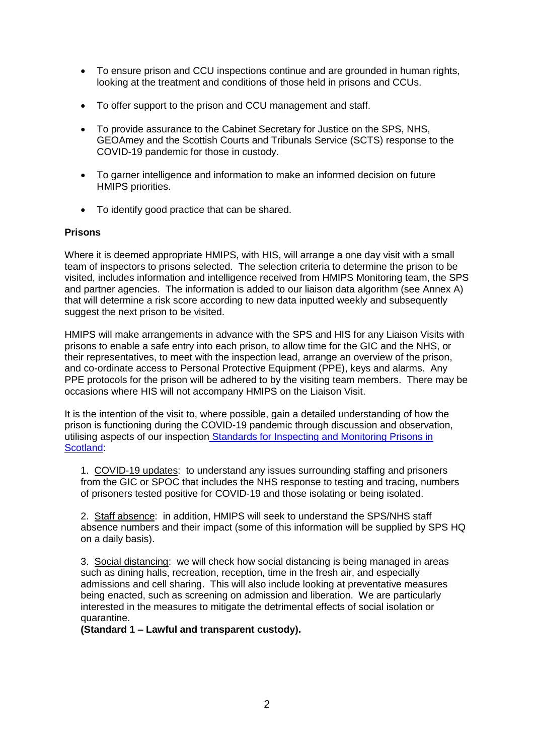- To ensure prison and CCU inspections continue and are grounded in human rights, looking at the treatment and conditions of those held in prisons and CCUs.
- To offer support to the prison and CCU management and staff.
- To provide assurance to the Cabinet Secretary for Justice on the SPS, NHS, GEOAmey and the Scottish Courts and Tribunals Service (SCTS) response to the COVID-19 pandemic for those in custody.
- To garner intelligence and information to make an informed decision on future HMIPS priorities.
- To identify good practice that can be shared.

**Prisons**

Where it is deemed appropriate HMIPS, with HIS, will arrange a one day visit with a small team of inspectors to prisons selected. The selection criteria to determine the prison to be visited, includes information and intelligence received from HMIPS Monitoring team, the SPS and partner agencies. The information is added to our liaison data algorithm (see Annex A) that will determine a risk score according to new data inputted weekly and subsequently suggest the next prison to be visited.

HMIPS will make arrangements in advance with the SPS and HIS for any Liaison Visits with prisons to enable a safe entry into each prison, to allow time for the GIC and the NHS, or their representatives, to meet with the inspection lead, arrange an overview of the prison, and co-ordinate access to Personal Protective Equipment (PPE), keys and alarms. Any PPE protocols for the prison will be adhered to by the visiting team members. There may be occasions where HIS will not accompany HMIPS on the Liaison Visit.

It is the intention of the visit to, where possible, gain a detailed understanding of how the prison is functioning during the COVID-19 pandemic through discussion and observation, utilising aspects of our inspection Standards for Inspecting and Monitoring Prisons in Scotland:

1. COVID-19 updates: to understand any issues surrounding staffing and prisoners from the GIC or SPOC that includes the NHS response to testing and tracing, numbers of prisoners tested positive for COVID-19 and those isolating or being isolated.

2. Staff absence: in addition, HMIPS will seek to understand the SPS/NHS staff absence numbers and their impact (some of this information will be supplied by SPS HQ on a daily basis).

3. Social distancing: we will check how social distancing is being managed in areas such as dining halls, recreation, reception, time in the fresh air, and especially admissions and cell sharing. This will also include looking at preventative measures being enacted, such as screening on admission and liberation. We are particularly interested in the measures to mitigate the detrimental effects of social isolation or quarantine.
**(Standard 1 – Lawful and transparent custody).**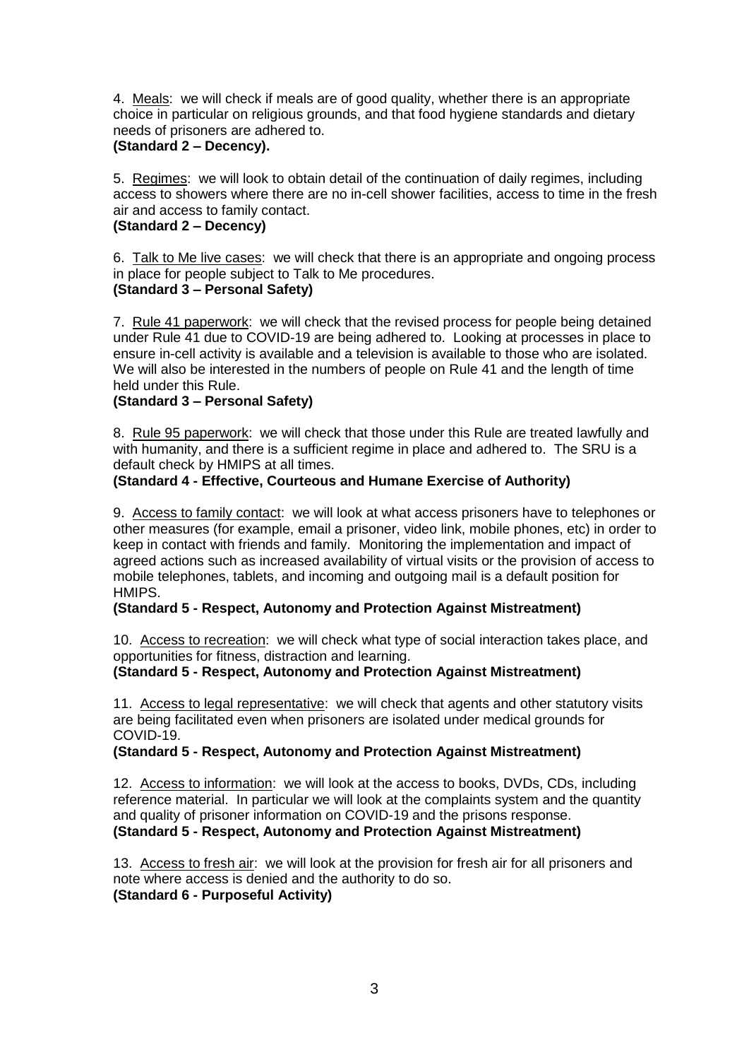4. <u>Meals</u>: we will check if meals are of good quality, whether there is an appropriate choice in particular on religious grounds, and that food hygiene standards and dietary needs of prisoners are adhered to.
**(Standard 2 – Decency).**

5. <u>Regimes</u>: we will look to obtain detail of the continuation of daily regimes, including access to showers where there are no in-cell shower facilities, access to time in the fresh air and access to family contact.
**(Standard 2 – Decency)**

6. <u>Talk to Me live cases</u>: we will check that there is an appropriate and ongoing process in place for people subject to Talk to Me procedures.
**(Standard 3 – Personal Safety)**

7. <u>Rule 41 paperwork</u>: we will check that the revised process for people being detained under Rule 41 due to COVID-19 are being adhered to. Looking at processes in place to ensure in-cell activity is available and a television is available to those who are isolated. We will also be interested in the numbers of people on Rule 41 and the length of time held under this Rule.
**(Standard 3 – Personal Safety)**

8. <u>Rule 95 paperwork</u>: we will check that those under this Rule are treated lawfully and with humanity, and there is a sufficient regime in place and adhered to. The SRU is a default check by HMIPS at all times.
**(Standard 4 - Effective, Courteous and Humane Exercise of Authority)**

9. <u>Access to family contact</u>: we will look at what access prisoners have to telephones or other measures (for example, email a prisoner, video link, mobile phones, etc) in order to keep in contact with friends and family. Monitoring the implementation and impact of agreed actions such as increased availability of virtual visits or the provision of access to mobile telephones, tablets, and incoming and outgoing mail is a default position for HMIPS.
**(Standard 5 - Respect, Autonomy and Protection Against Mistreatment)**

10. <u>Access to recreation</u>: we will check what type of social interaction takes place, and opportunities for fitness, distraction and learning.
**(Standard 5 - Respect, Autonomy and Protection Against Mistreatment)**

11. <u>Access to legal representative</u>: we will check that agents and other statutory visits are being facilitated even when prisoners are isolated under medical grounds for COVID-19.
**(Standard 5 - Respect, Autonomy and Protection Against Mistreatment)**

12. <u>Access to information</u>: we will look at the access to books, DVDs, CDs, including reference material. In particular we will look at the complaints system and the quantity and quality of prisoner information on COVID-19 and the prisons response.
**(Standard 5 - Respect, Autonomy and Protection Against Mistreatment)**

13. <u>Access to fresh air</u>: we will look at the provision for fresh air for all prisoners and note where access is denied and the authority to do so.
**(Standard 6 - Purposeful Activity)**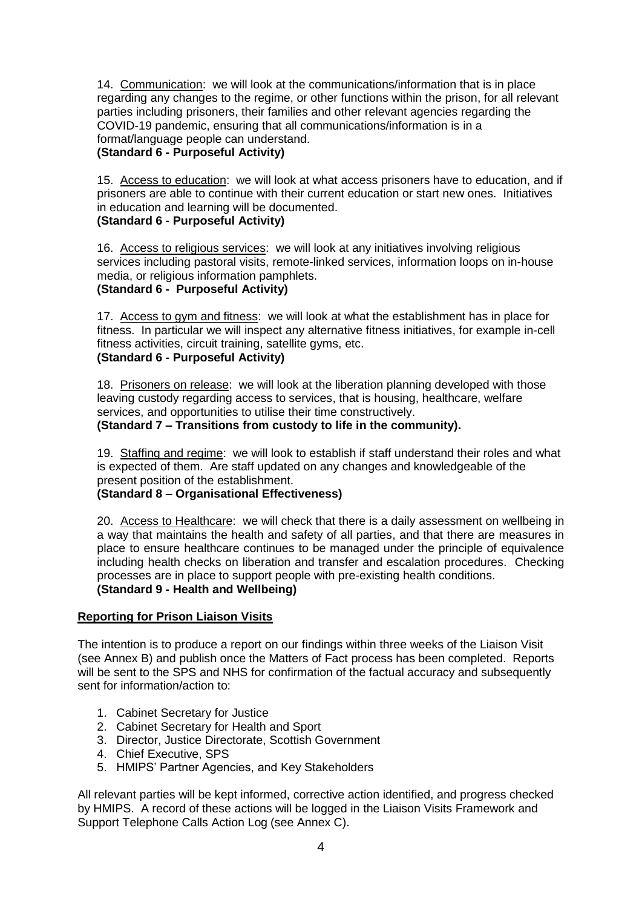14. Communication: we will look at the communications/information that is in place regarding any changes to the regime, or other functions within the prison, for all relevant parties including prisoners, their families and other relevant agencies regarding the COVID-19 pandemic, ensuring that all communications/information is in a format/language people can understand.
**(Standard 6 - Purposeful Activity)**

15. Access to education: we will look at what access prisoners have to education, and if prisoners are able to continue with their current education or start new ones. Initiatives in education and learning will be documented.
**(Standard 6 - Purposeful Activity)**

16. Access to religious services: we will look at any initiatives involving religious services including pastoral visits, remote-linked services, information loops on in-house media, or religious information pamphlets.
**(Standard 6 - Purposeful Activity)**

17. Access to gym and fitness: we will look at what the establishment has in place for fitness. In particular we will inspect any alternative fitness initiatives, for example in-cell fitness activities, circuit training, satellite gyms, etc.
**(Standard 6 - Purposeful Activity)**

18. Prisoners on release: we will look at the liberation planning developed with those leaving custody regarding access to services, that is housing, healthcare, welfare services, and opportunities to utilise their time constructively.
**(Standard 7 – Transitions from custody to life in the community).**

19. Staffing and regime: we will look to establish if staff understand their roles and what is expected of them. Are staff updated on any changes and knowledgeable of the present position of the establishment.
**(Standard 8 – Organisational Effectiveness)**

20. Access to Healthcare: we will check that there is a daily assessment on wellbeing in a way that maintains the health and safety of all parties, and that there are measures in place to ensure healthcare continues to be managed under the principle of equivalence including health checks on liberation and transfer and escalation procedures. Checking processes are in place to support people with pre-existing health conditions.
**(Standard 9 - Health and Wellbeing)**

## Reporting for Prison Liaison Visits

The intention is to produce a report on our findings within three weeks of the Liaison Visit (see Annex B) and publish once the Matters of Fact process has been completed. Reports will be sent to the SPS and NHS for confirmation of the factual accuracy and subsequently sent for information/action to:

1. Cabinet Secretary for Justice
2. Cabinet Secretary for Health and Sport
3. Director, Justice Directorate, Scottish Government
4. Chief Executive, SPS
5. HMIPS' Partner Agencies, and Key Stakeholders

All relevant parties will be kept informed, corrective action identified, and progress checked by HMIPS. A record of these actions will be logged in the Liaison Visits Framework and Support Telephone Calls Action Log (see Annex C).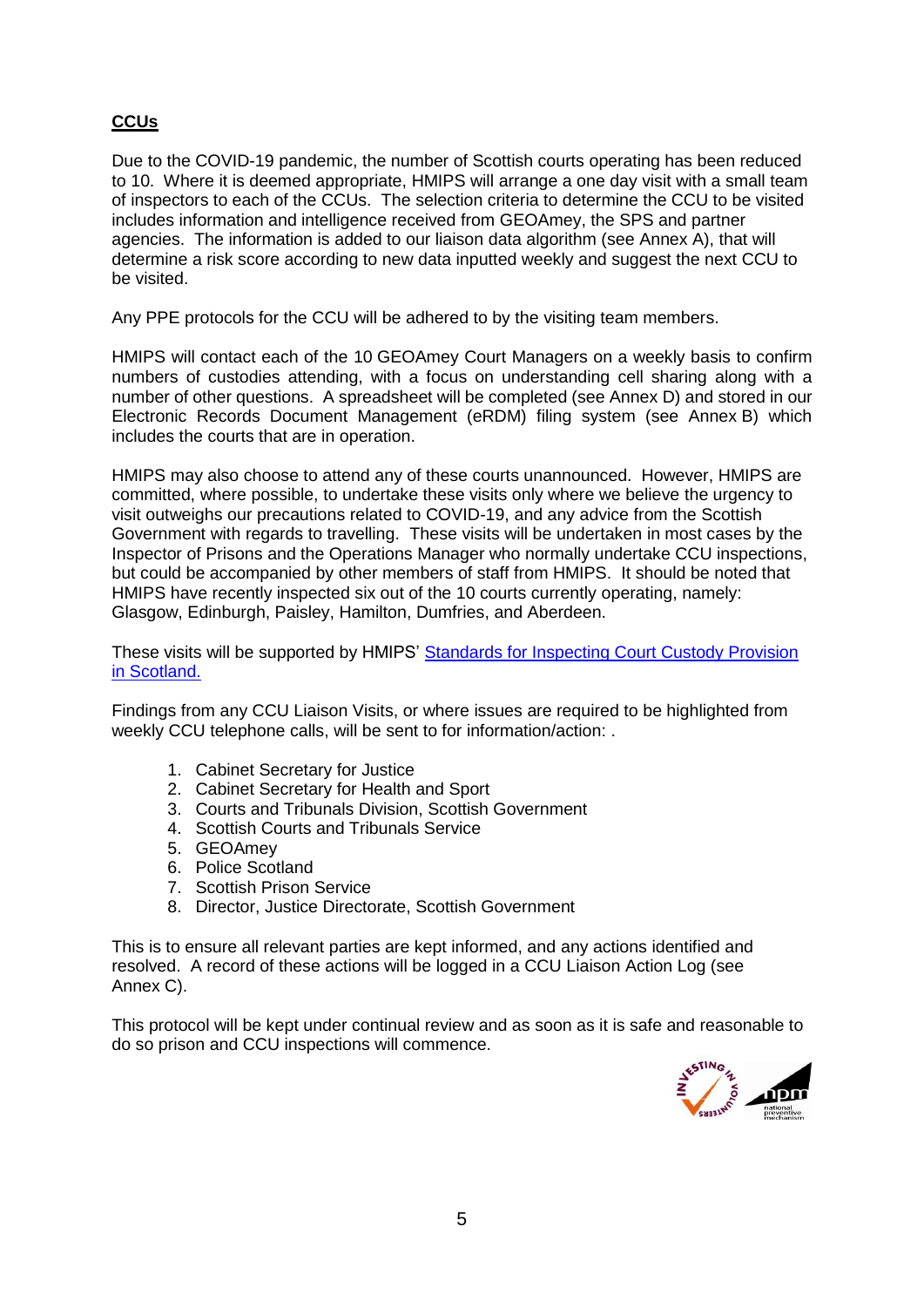## CCUs

Due to the COVID-19 pandemic, the number of Scottish courts operating has been reduced to 10. Where it is deemed appropriate, HMIPS will arrange a one day visit with a small team of inspectors to each of the CCUs. The selection criteria to determine the CCU to be visited includes information and intelligence received from GEOAmey, the SPS and partner agencies. The information is added to our liaison data algorithm (see Annex A), that will determine a risk score according to new data inputted weekly and suggest the next CCU to be visited.

Any PPE protocols for the CCU will be adhered to by the visiting team members.

HMIPS will contact each of the 10 GEOAmey Court Managers on a weekly basis to confirm numbers of custodies attending, with a focus on understanding cell sharing along with a number of other questions. A spreadsheet will be completed (see Annex D) and stored in our Electronic Records Document Management (eRDM) filing system (see Annex B) which includes the courts that are in operation.

HMIPS may also choose to attend any of these courts unannounced. However, HMIPS are committed, where possible, to undertake these visits only where we believe the urgency to visit outweighs our precautions related to COVID-19, and any advice from the Scottish Government with regards to travelling. These visits will be undertaken in most cases by the Inspector of Prisons and the Operations Manager who normally undertake CCU inspections, but could be accompanied by other members of staff from HMIPS. It should be noted that HMIPS have recently inspected six out of the 10 courts currently operating, namely: Glasgow, Edinburgh, Paisley, Hamilton, Dumfries, and Aberdeen.

These visits will be supported by HMIPS' [Standards for Inspecting Court Custody Provision in Scotland.]()

Findings from any CCU Liaison Visits, or where issues are required to be highlighted from weekly CCU telephone calls, will be sent to for information/action: .

1. Cabinet Secretary for Justice
2. Cabinet Secretary for Health and Sport
3. Courts and Tribunals Division, Scottish Government
4. Scottish Courts and Tribunals Service
5. GEOAmey
6. Police Scotland
7. Scottish Prison Service
8. Director, Justice Directorate, Scottish Government

This is to ensure all relevant parties are kept informed, and any actions identified and resolved. A record of these actions will be logged in a CCU Liaison Action Log (see Annex C).

This protocol will be kept under continual review and as soon as it is safe and reasonable to do so prison and CCU inspections will commence.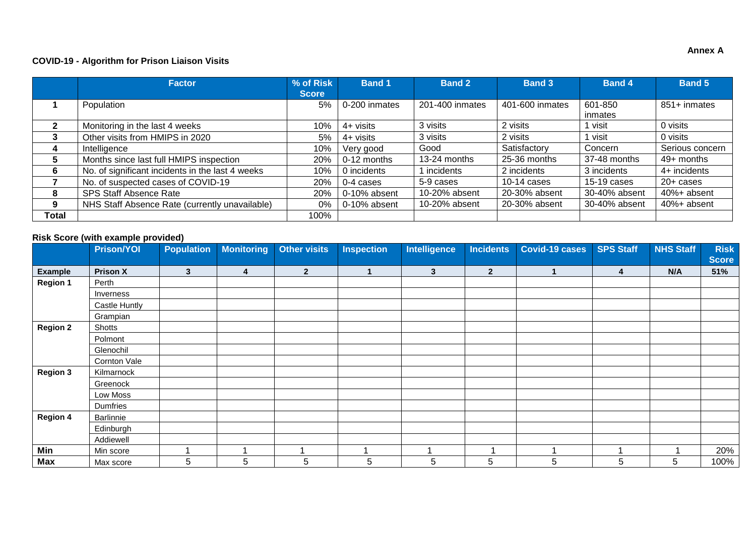**Annex A**

## COVID-19 - Algorithm for Prison Liaison Visits

| | Factor | % of Risk Score | Band 1 | Band 2 | Band 3 | Band 4 | Band 5 |
|---|---|---|---|---|---|---|---|
| **1** | Population | 5% | 0-200 inmates | 201-400 inmates | 401-600 inmates | 601-850 inmates | 851+ inmates |
| **2** | Monitoring in the last 4 weeks | 10% | 4+ visits | 3 visits | 2 visits | 1 visit | 0 visits |
| **3** | Other visits from HMIPS in 2020 | 5% | 4+ visits | 3 visits | 2 visits | 1 visit | 0 visits |
| **4** | Intelligence | 10% | Very good | Good | Satisfactory | Concern | Serious concern |
| **5** | Months since last full HMIPS inspection | 20% | 0-12 months | 13-24 months | 25-36 months | 37-48 months | 49+ months |
| **6** | No. of significant incidents in the last 4 weeks | 10% | 0 incidents | 1 incidents | 2 incidents | 3 incidents | 4+ incidents |
| **7** | No. of suspected cases of COVID-19 | 20% | 0-4 cases | 5-9 cases | 10-14 cases | 15-19 cases | 20+ cases |
| **8** | SPS Staff Absence Rate | 20% | 0-10% absent | 10-20% absent | 20-30% absent | 30-40% absent | 40%+ absent |
| **9** | NHS Staff Absence Rate (currently unavailable) | 0% | 0-10% absent | 10-20% absent | 20-30% absent | 30-40% absent | 40%+ absent |
| **Total** | | 100% | | | | | |

### Risk Score (with example provided)

| | Prison/YOI | Population | Monitoring | Other visits | Inspection | Intelligence | Incidents | Covid-19 cases | SPS Staff | NHS Staff | Risk Score |
|---|---|---|---|---|---|---|---|---|---|---|---|
| **Example** | **Prison X** | **3** | **4** | **2** | **1** | **3** | **2** | **1** | **4** | **N/A** | **51%** |
| **Region 1** | Perth | | | | | | | | | | |
| | Inverness | | | | | | | | | | |
| | Castle Huntly | | | | | | | | | | |
| | Grampian | | | | | | | | | | |
| **Region 2** | Shotts | | | | | | | | | | |
| | Polmont | | | | | | | | | | |
| | Glenochil | | | | | | | | | | |
| | Cornton Vale | | | | | | | | | | |
| **Region 3** | Kilmarnock | | | | | | | | | | |
| | Greenock | | | | | | | | | | |
| | Low Moss | | | | | | | | | | |
| | Dumfries | | | | | | | | | | |
| **Region 4** | Barlinnie | | | | | | | | | | |
| | Edinburgh | | | | | | | | | | |
| | Addiewell | | | | | | | | | | |
| **Min** | Min score | 1 | 1 | 1 | 1 | 1 | 1 | 1 | 1 | 1 | 20% |
| **Max** | Max score | 5 | 5 | 5 | 5 | 5 | 5 | 5 | 5 | 5 | 100% |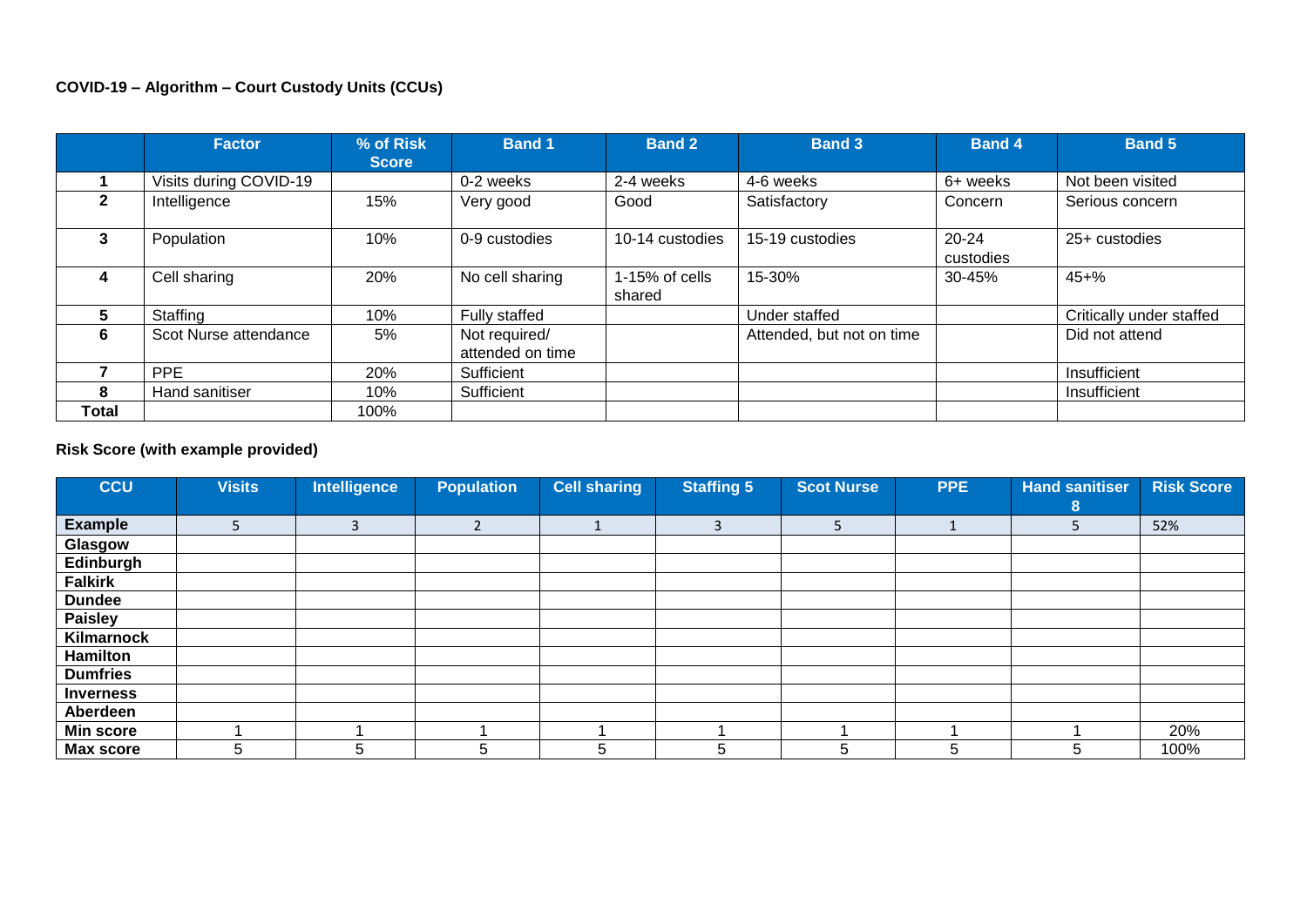**COVID-19 – Algorithm – Court Custody Units (CCUs)**

| | Factor | % of Risk Score | Band 1 | Band 2 | Band 3 | Band 4 | Band 5 |
|---|---|---|---|---|---|---|---|
| **1** | Visits during COVID-19 | | 0-2 weeks | 2-4 weeks | 4-6 weeks | 6+ weeks | Not been visited |
| **2** | Intelligence | 15% | Very good | Good | Satisfactory | Concern | Serious concern |
| **3** | Population | 10% | 0-9 custodies | 10-14 custodies | 15-19 custodies | 20-24 custodies | 25+ custodies |
| **4** | Cell sharing | 20% | No cell sharing | 1-15% of cells shared | 15-30% | 30-45% | 45+% |
| **5** | Staffing | 10% | Fully staffed | | Under staffed | | Critically under staffed |
| **6** | Scot Nurse attendance | 5% | Not required/ attended on time | | Attended, but not on time | | Did not attend |
| **7** | PPE | 20% | Sufficient | | | | Insufficient |
| **8** | Hand sanitiser | 10% | Sufficient | | | | Insufficient |
| **Total** | | 100% | | | | | |

**Risk Score (with example provided)**

| CCU | Visits | Intelligence | Population | Cell sharing | Staffing 5 | Scot Nurse | PPE | Hand sanitiser 8 | Risk Score |
|---|---|---|---|---|---|---|---|---|---|
| **Example** | 5 | 3 | 2 | 1 | 3 | 5 | 1 | 5 | 52% |
| **Glasgow** | | | | | | | | | |
| **Edinburgh** | | | | | | | | | |
| **Falkirk** | | | | | | | | | |
| **Dundee** | | | | | | | | | |
| **Paisley** | | | | | | | | | |
| **Kilmarnock** | | | | | | | | | |
| **Hamilton** | | | | | | | | | |
| **Dumfries** | | | | | | | | | |
| **Inverness** | | | | | | | | | |
| **Aberdeen** | | | | | | | | | |
| **Min score** | 1 | 1 | 1 | 1 | 1 | 1 | 1 | 1 | 20% |
| **Max score** | 5 | 5 | 5 | 5 | 5 | 5 | 5 | 5 | 100% |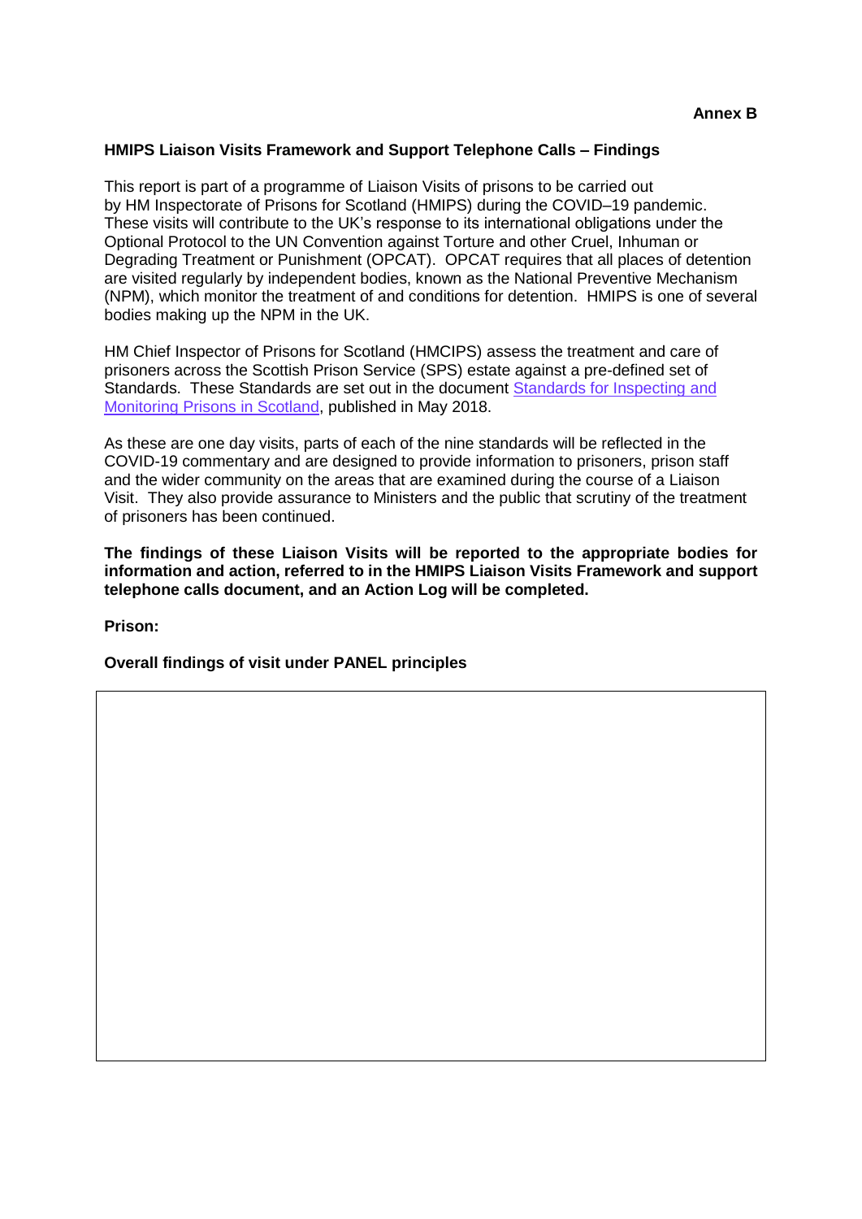**Annex B**

**HMIPS Liaison Visits Framework and Support Telephone Calls – Findings**

This report is part of a programme of Liaison Visits of prisons to be carried out by HM Inspectorate of Prisons for Scotland (HMIPS) during the COVID–19 pandemic. These visits will contribute to the UK's response to its international obligations under the Optional Protocol to the UN Convention against Torture and other Cruel, Inhuman or Degrading Treatment or Punishment (OPCAT). OPCAT requires that all places of detention are visited regularly by independent bodies, known as the National Preventive Mechanism (NPM), which monitor the treatment of and conditions for detention. HMIPS is one of several bodies making up the NPM in the UK.

HM Chief Inspector of Prisons for Scotland (HMCIPS) assess the treatment and care of prisoners across the Scottish Prison Service (SPS) estate against a pre-defined set of Standards. These Standards are set out in the document [Standards for Inspecting and Monitoring Prisons in Scotland](), published in May 2018.

As these are one day visits, parts of each of the nine standards will be reflected in the COVID-19 commentary and are designed to provide information to prisoners, prison staff and the wider community on the areas that are examined during the course of a Liaison Visit. They also provide assurance to Ministers and the public that scrutiny of the treatment of prisoners has been continued.

**The findings of these Liaison Visits will be reported to the appropriate bodies for information and action, referred to in the HMIPS Liaison Visits Framework and support telephone calls document, and an Action Log will be completed.**

**Prison:**

**Overall findings of visit under PANEL principles**

| |
|---|
| |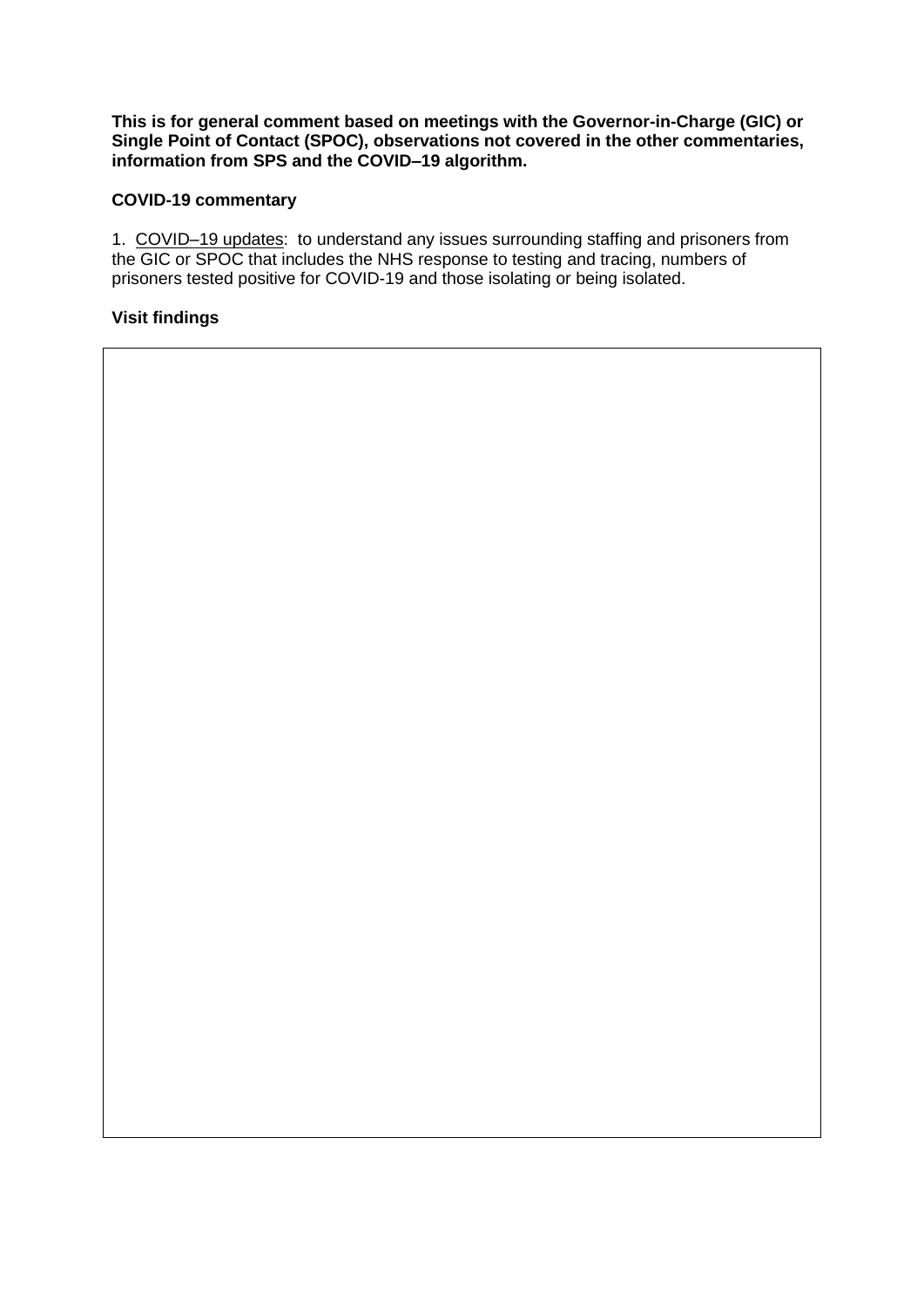**This is for general comment based on meetings with the Governor-in-Charge (GIC) or Single Point of Contact (SPOC), observations not covered in the other commentaries, information from SPS and the COVID–19 algorithm.**

**COVID-19 commentary**

1. COVID–19 updates: to understand any issues surrounding staffing and prisoners from the GIC or SPOC that includes the NHS response to testing and tracing, numbers of prisoners tested positive for COVID-19 and those isolating or being isolated.

**Visit findings**

| |
|---|
| |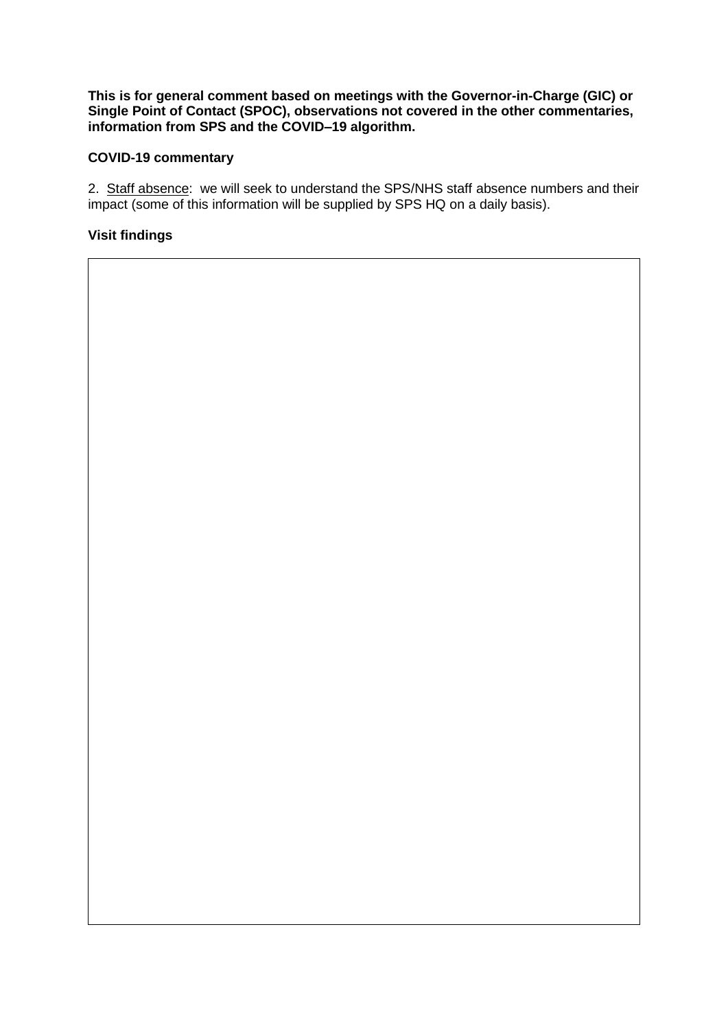**This is for general comment based on meetings with the Governor-in-Charge (GIC) or Single Point of Contact (SPOC), observations not covered in the other commentaries, information from SPS and the COVID–19 algorithm.**

**COVID-19 commentary**

2. Staff absence: we will seek to understand the SPS/NHS staff absence numbers and their impact (some of this information will be supplied by SPS HQ on a daily basis).

**Visit findings**

| |
|---|
| |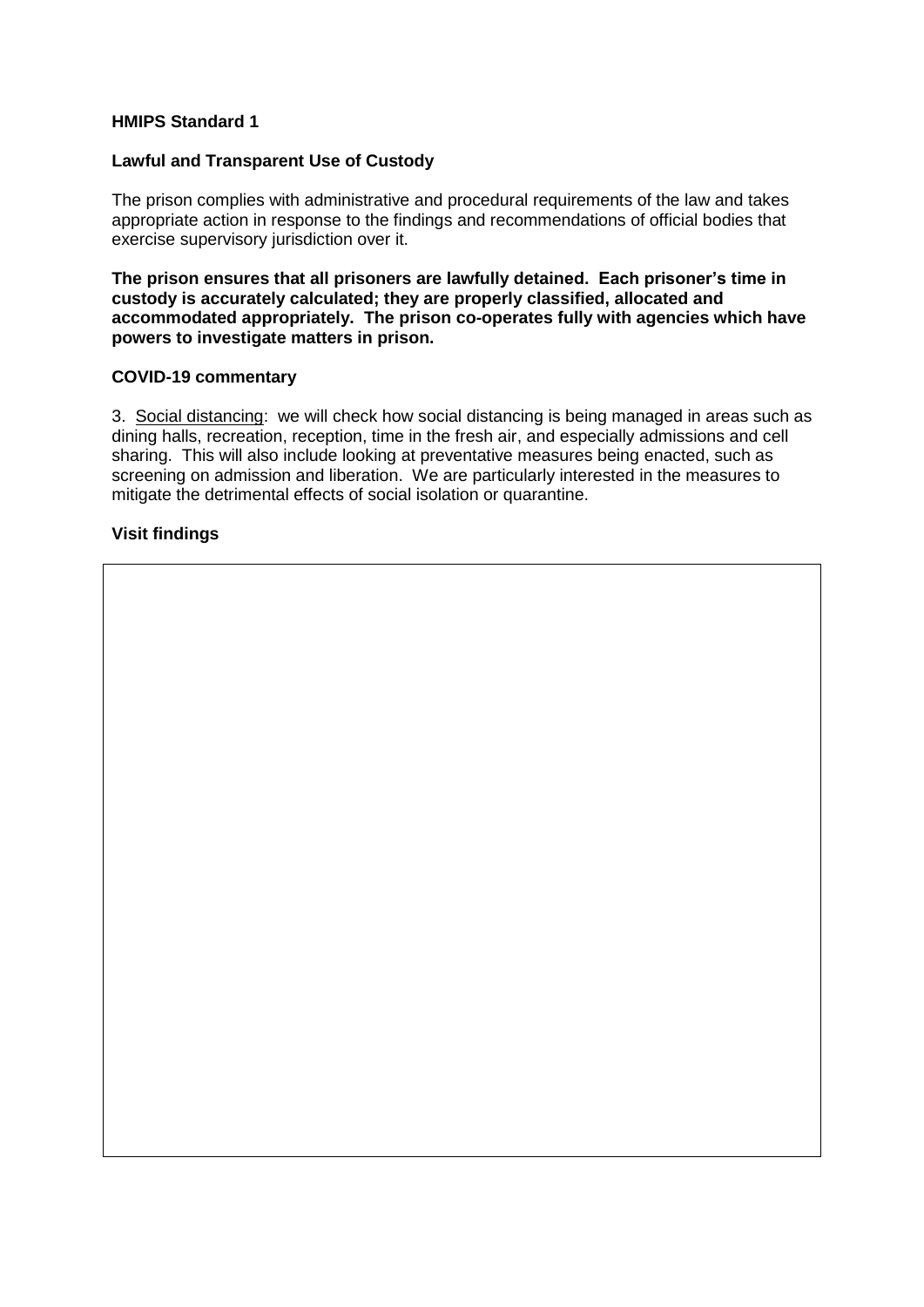**HMIPS Standard 1**

**Lawful and Transparent Use of Custody**

The prison complies with administrative and procedural requirements of the law and takes appropriate action in response to the findings and recommendations of official bodies that exercise supervisory jurisdiction over it.

**The prison ensures that all prisoners are lawfully detained. Each prisoner's time in custody is accurately calculated; they are properly classified, allocated and accommodated appropriately. The prison co-operates fully with agencies which have powers to investigate matters in prison.**

**COVID-19 commentary**

3. Social distancing: we will check how social distancing is being managed in areas such as dining halls, recreation, reception, time in the fresh air, and especially admissions and cell sharing. This will also include looking at preventative measures being enacted, such as screening on admission and liberation. We are particularly interested in the measures to mitigate the detrimental effects of social isolation or quarantine.

**Visit findings**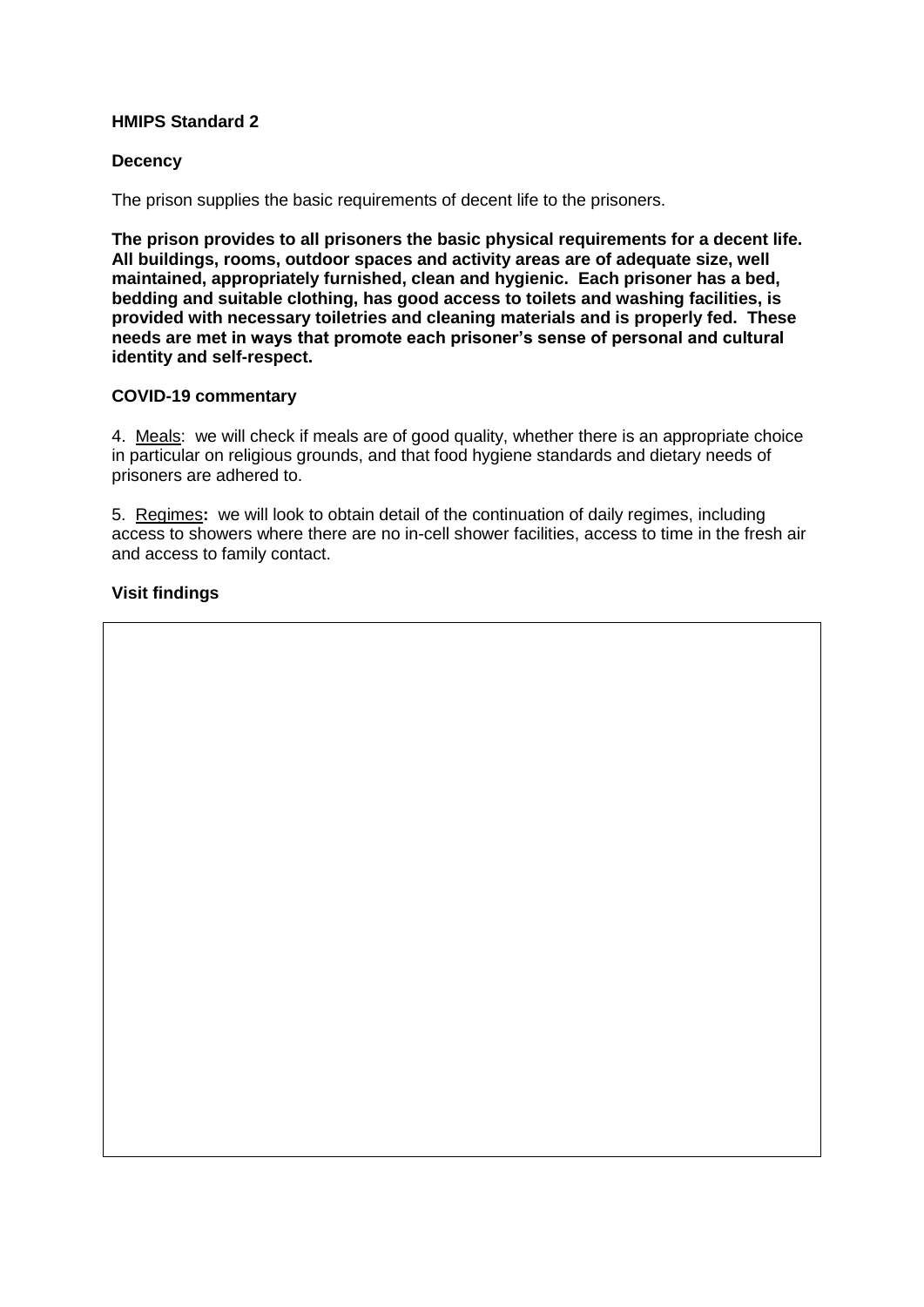**HMIPS Standard 2**

**Decency**

The prison supplies the basic requirements of decent life to the prisoners.

**The prison provides to all prisoners the basic physical requirements for a decent life. All buildings, rooms, outdoor spaces and activity areas are of adequate size, well maintained, appropriately furnished, clean and hygienic. Each prisoner has a bed, bedding and suitable clothing, has good access to toilets and washing facilities, is provided with necessary toiletries and cleaning materials and is properly fed. These needs are met in ways that promote each prisoner's sense of personal and cultural identity and self-respect.**

**COVID-19 commentary**

4. Meals: we will check if meals are of good quality, whether there is an appropriate choice in particular on religious grounds, and that food hygiene standards and dietary needs of prisoners are adhered to.

5. Regimes**:** we will look to obtain detail of the continuation of daily regimes, including access to showers where there are no in-cell shower facilities, access to time in the fresh air and access to family contact.

**Visit findings**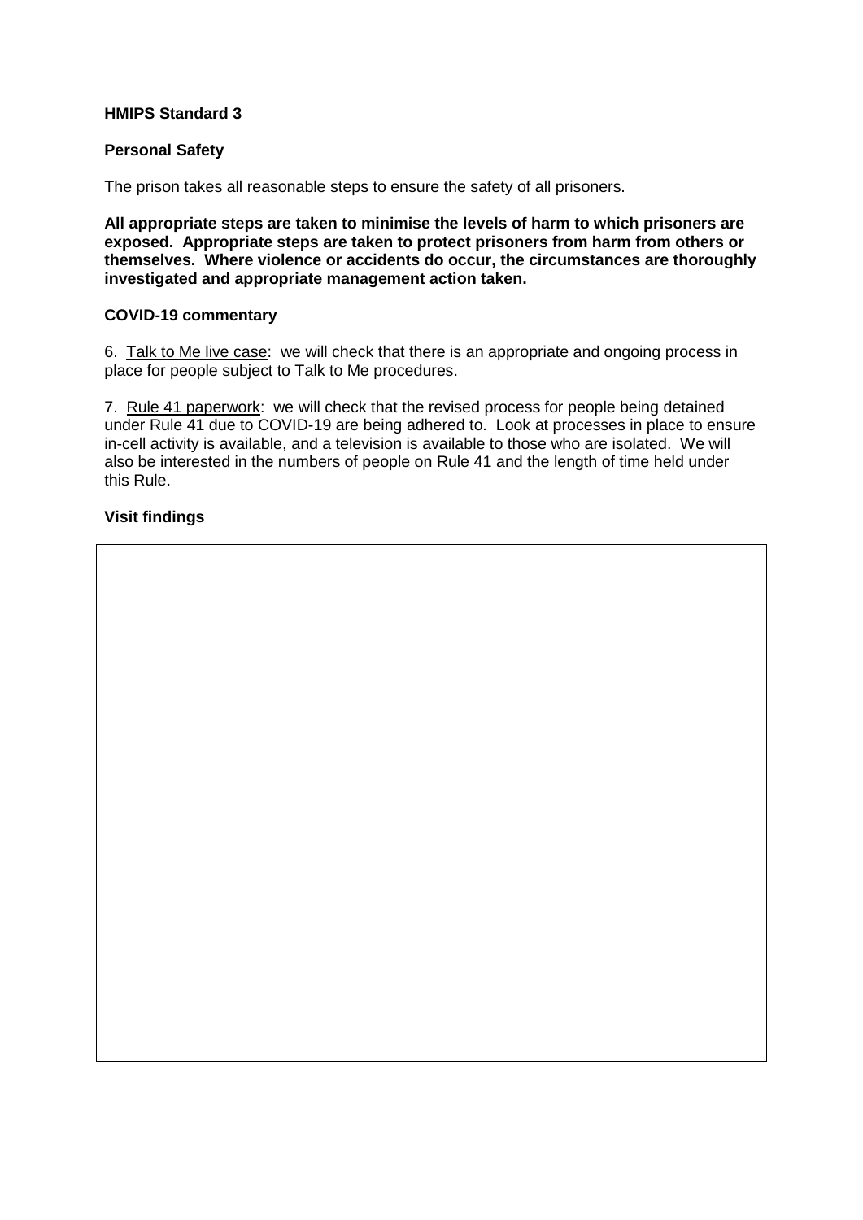**HMIPS Standard 3**

**Personal Safety**

The prison takes all reasonable steps to ensure the safety of all prisoners.

**All appropriate steps are taken to minimise the levels of harm to which prisoners are exposed. Appropriate steps are taken to protect prisoners from harm from others or themselves. Where violence or accidents do occur, the circumstances are thoroughly investigated and appropriate management action taken.**

**COVID-19 commentary**

6. Talk to Me live case: we will check that there is an appropriate and ongoing process in place for people subject to Talk to Me procedures.

7. Rule 41 paperwork: we will check that the revised process for people being detained under Rule 41 due to COVID-19 are being adhered to. Look at processes in place to ensure in-cell activity is available, and a television is available to those who are isolated. We will also be interested in the numbers of people on Rule 41 and the length of time held under this Rule.

**Visit findings**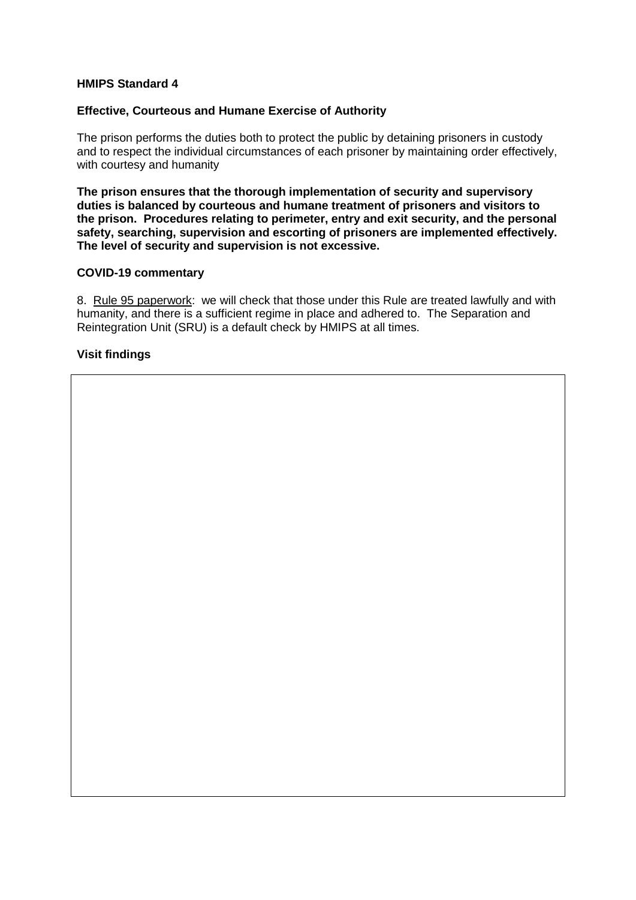**HMIPS Standard 4**

**Effective, Courteous and Humane Exercise of Authority**

The prison performs the duties both to protect the public by detaining prisoners in custody and to respect the individual circumstances of each prisoner by maintaining order effectively, with courtesy and humanity

**The prison ensures that the thorough implementation of security and supervisory duties is balanced by courteous and humane treatment of prisoners and visitors to the prison. Procedures relating to perimeter, entry and exit security, and the personal safety, searching, supervision and escorting of prisoners are implemented effectively. The level of security and supervision is not excessive.**

**COVID-19 commentary**

8. Rule 95 paperwork: we will check that those under this Rule are treated lawfully and with humanity, and there is a sufficient regime in place and adhered to. The Separation and Reintegration Unit (SRU) is a default check by HMIPS at all times.

**Visit findings**

| |
|---|
| |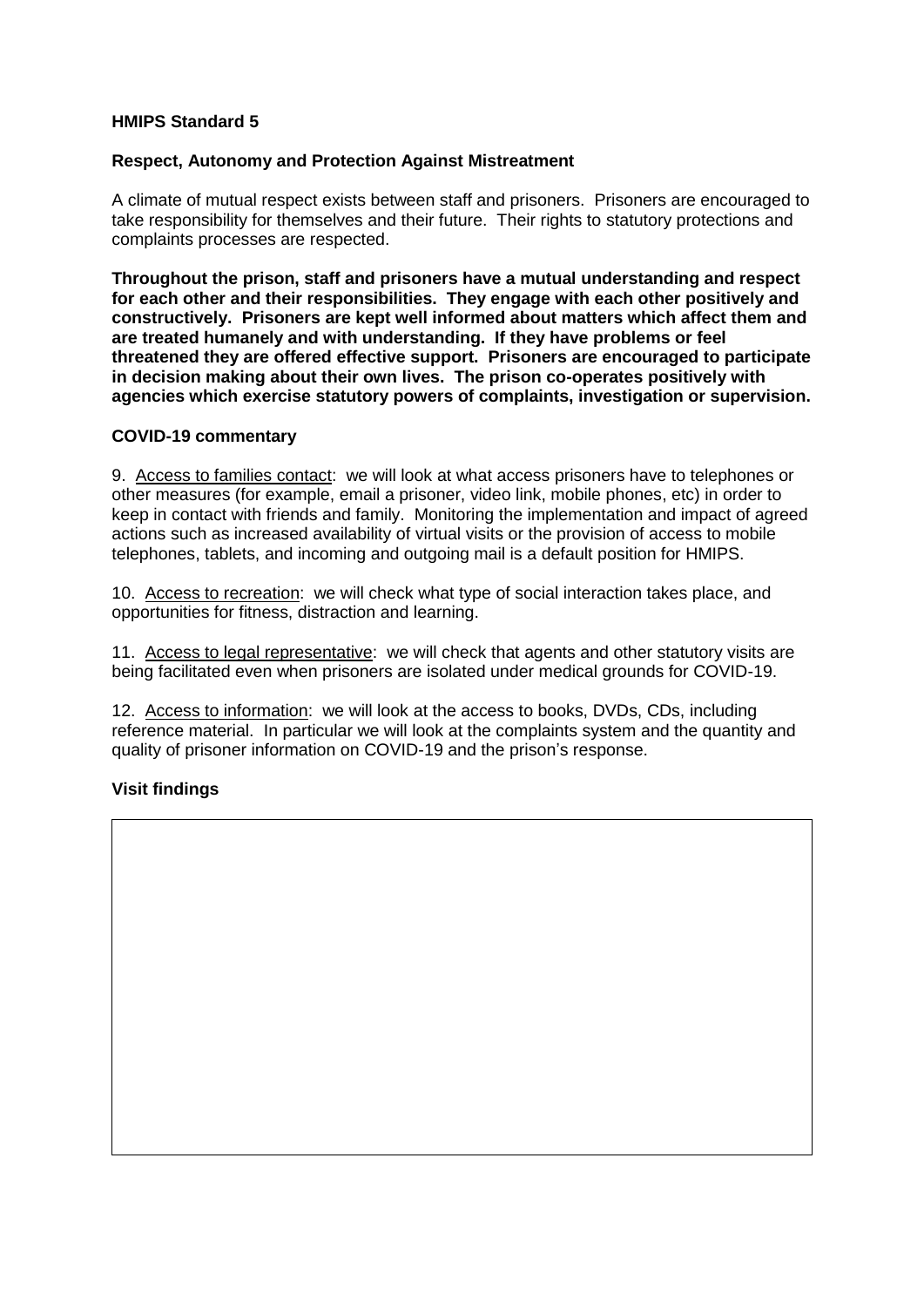**HMIPS Standard 5**

**Respect, Autonomy and Protection Against Mistreatment**

A climate of mutual respect exists between staff and prisoners. Prisoners are encouraged to take responsibility for themselves and their future. Their rights to statutory protections and complaints processes are respected.

**Throughout the prison, staff and prisoners have a mutual understanding and respect for each other and their responsibilities. They engage with each other positively and constructively. Prisoners are kept well informed about matters which affect them and are treated humanely and with understanding. If they have problems or feel threatened they are offered effective support. Prisoners are encouraged to participate in decision making about their own lives. The prison co-operates positively with agencies which exercise statutory powers of complaints, investigation or supervision.**

**COVID-19 commentary**

9. Access to families contact: we will look at what access prisoners have to telephones or other measures (for example, email a prisoner, video link, mobile phones, etc) in order to keep in contact with friends and family. Monitoring the implementation and impact of agreed actions such as increased availability of virtual visits or the provision of access to mobile telephones, tablets, and incoming and outgoing mail is a default position for HMIPS.

10. Access to recreation: we will check what type of social interaction takes place, and opportunities for fitness, distraction and learning.

11. Access to legal representative: we will check that agents and other statutory visits are being facilitated even when prisoners are isolated under medical grounds for COVID-19.

12. Access to information: we will look at the access to books, DVDs, CDs, including reference material. In particular we will look at the complaints system and the quantity and quality of prisoner information on COVID-19 and the prison's response.

**Visit findings**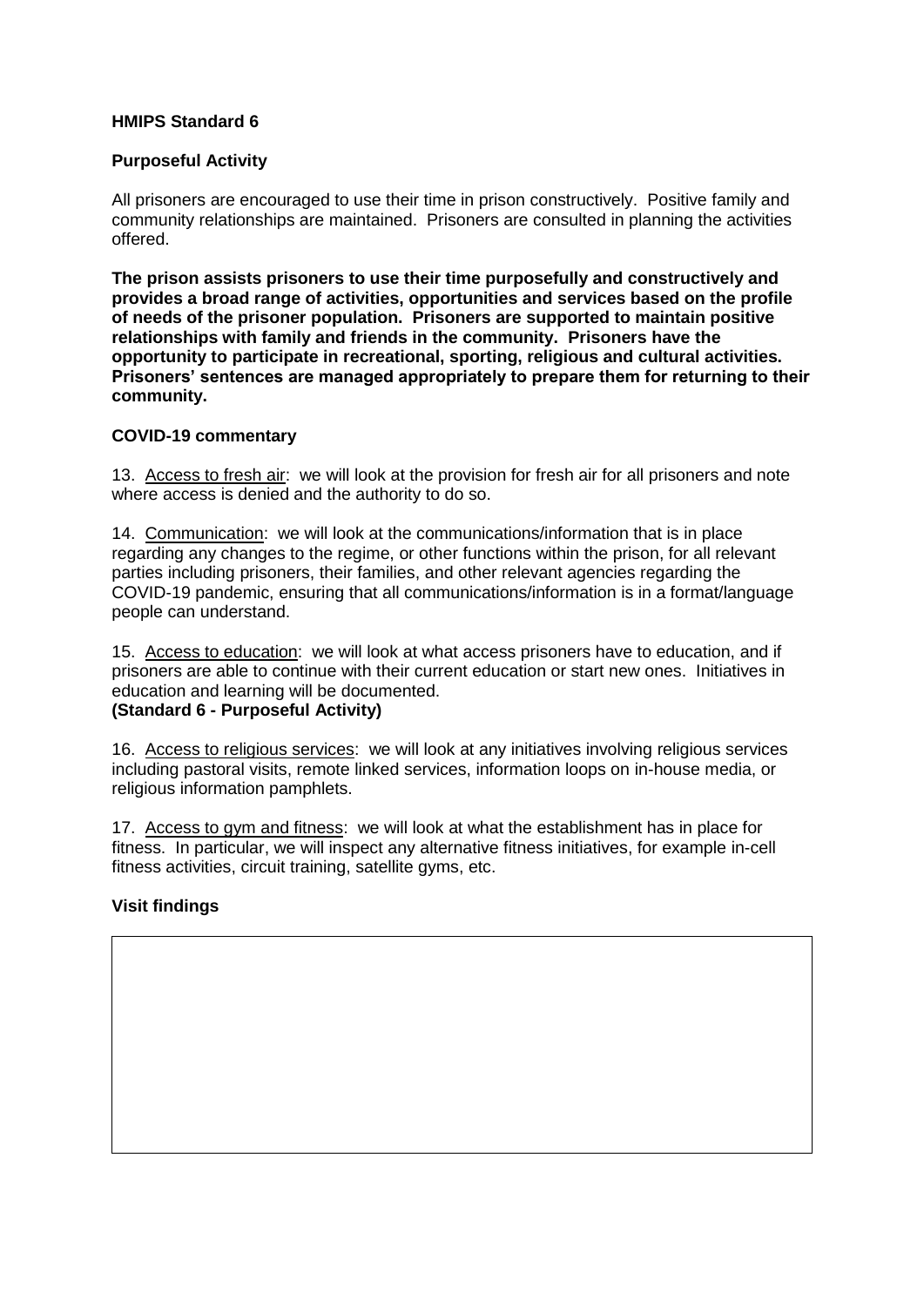**HMIPS Standard 6**

**Purposeful Activity**

All prisoners are encouraged to use their time in prison constructively. Positive family and community relationships are maintained. Prisoners are consulted in planning the activities offered.

**The prison assists prisoners to use their time purposefully and constructively and provides a broad range of activities, opportunities and services based on the profile of needs of the prisoner population. Prisoners are supported to maintain positive relationships with family and friends in the community. Prisoners have the opportunity to participate in recreational, sporting, religious and cultural activities. Prisoners' sentences are managed appropriately to prepare them for returning to their community.**

**COVID-19 commentary**

13. Access to fresh air: we will look at the provision for fresh air for all prisoners and note where access is denied and the authority to do so.

14. Communication: we will look at the communications/information that is in place regarding any changes to the regime, or other functions within the prison, for all relevant parties including prisoners, their families, and other relevant agencies regarding the COVID-19 pandemic, ensuring that all communications/information is in a format/language people can understand.

15. Access to education: we will look at what access prisoners have to education, and if prisoners are able to continue with their current education or start new ones. Initiatives in education and learning will be documented.
**(Standard 6 - Purposeful Activity)**

16. Access to religious services: we will look at any initiatives involving religious services including pastoral visits, remote linked services, information loops on in-house media, or religious information pamphlets.

17. Access to gym and fitness: we will look at what the establishment has in place for fitness. In particular, we will inspect any alternative fitness initiatives, for example in-cell fitness activities, circuit training, satellite gyms, etc.

**Visit findings**

| |
|---|
| |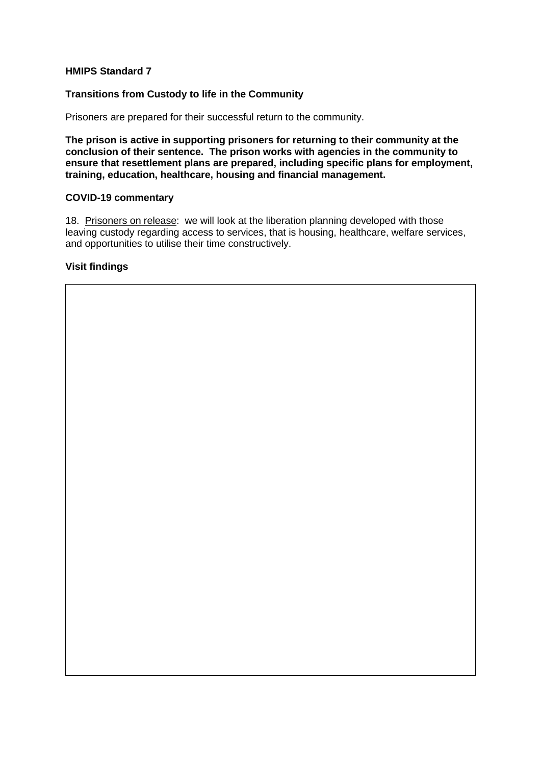**HMIPS Standard 7**

**Transitions from Custody to life in the Community**

Prisoners are prepared for their successful return to the community.

**The prison is active in supporting prisoners for returning to their community at the conclusion of their sentence. The prison works with agencies in the community to ensure that resettlement plans are prepared, including specific plans for employment, training, education, healthcare, housing and financial management.**

**COVID-19 commentary**

18. Prisoners on release: we will look at the liberation planning developed with those leaving custody regarding access to services, that is housing, healthcare, welfare services, and opportunities to utilise their time constructively.

**Visit findings**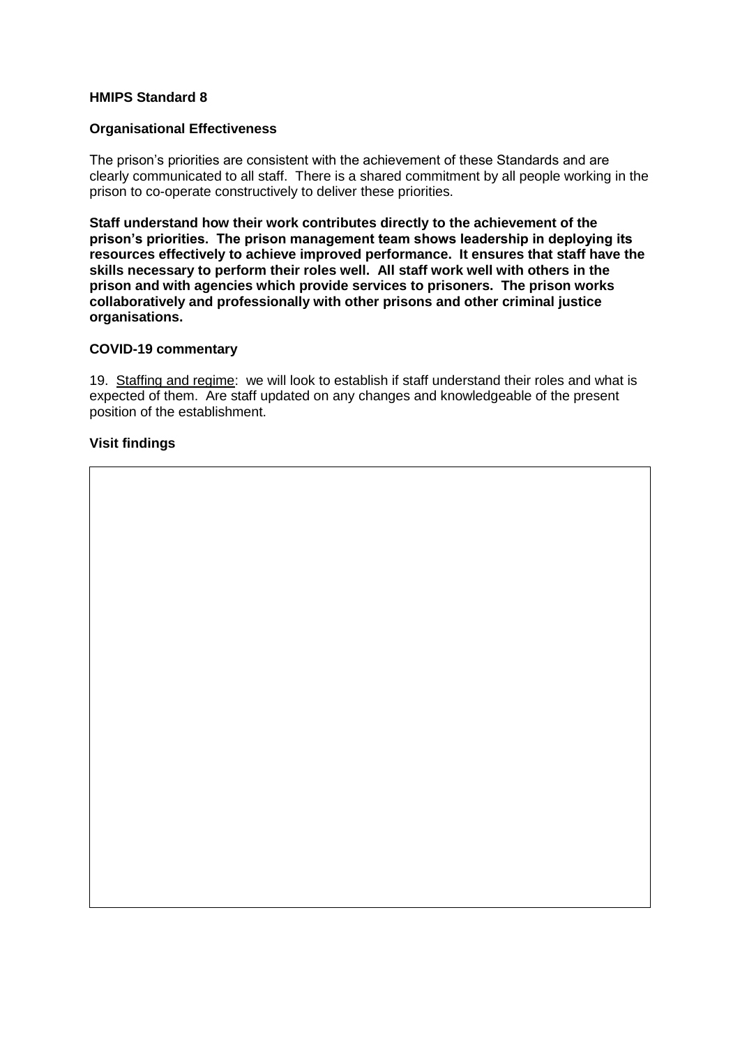**HMIPS Standard 8**

**Organisational Effectiveness**

The prison's priorities are consistent with the achievement of these Standards and are clearly communicated to all staff. There is a shared commitment by all people working in the prison to co-operate constructively to deliver these priorities.

**Staff understand how their work contributes directly to the achievement of the prison's priorities. The prison management team shows leadership in deploying its resources effectively to achieve improved performance. It ensures that staff have the skills necessary to perform their roles well. All staff work well with others in the prison and with agencies which provide services to prisoners. The prison works collaboratively and professionally with other prisons and other criminal justice organisations.**

**COVID-19 commentary**

19. Staffing and regime: we will look to establish if staff understand their roles and what is expected of them. Are staff updated on any changes and knowledgeable of the present position of the establishment.

**Visit findings**

| |
|---|
| |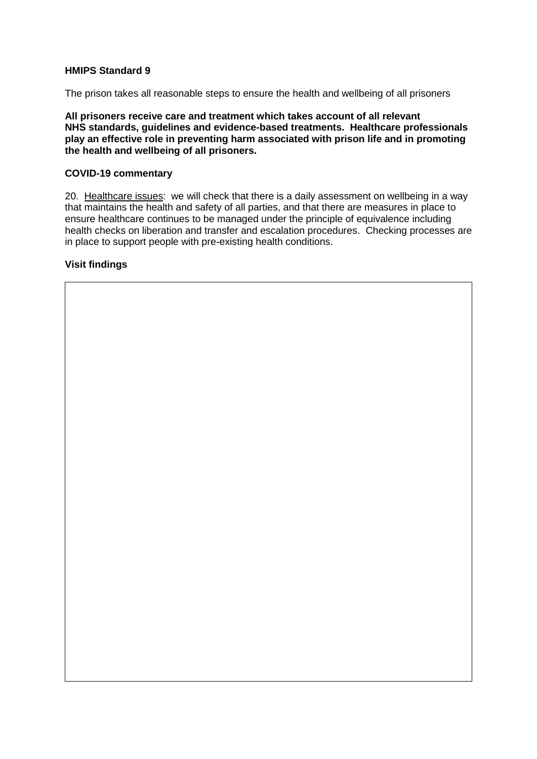**HMIPS Standard 9**

The prison takes all reasonable steps to ensure the health and wellbeing of all prisoners

**All prisoners receive care and treatment which takes account of all relevant NHS standards, guidelines and evidence-based treatments. Healthcare professionals play an effective role in preventing harm associated with prison life and in promoting the health and wellbeing of all prisoners.**

**COVID-19 commentary**

20. Healthcare issues: we will check that there is a daily assessment on wellbeing in a way that maintains the health and safety of all parties, and that there are measures in place to ensure healthcare continues to be managed under the principle of equivalence including health checks on liberation and transfer and escalation procedures. Checking processes are in place to support people with pre-existing health conditions.

**Visit findings**

| |
|---|
| |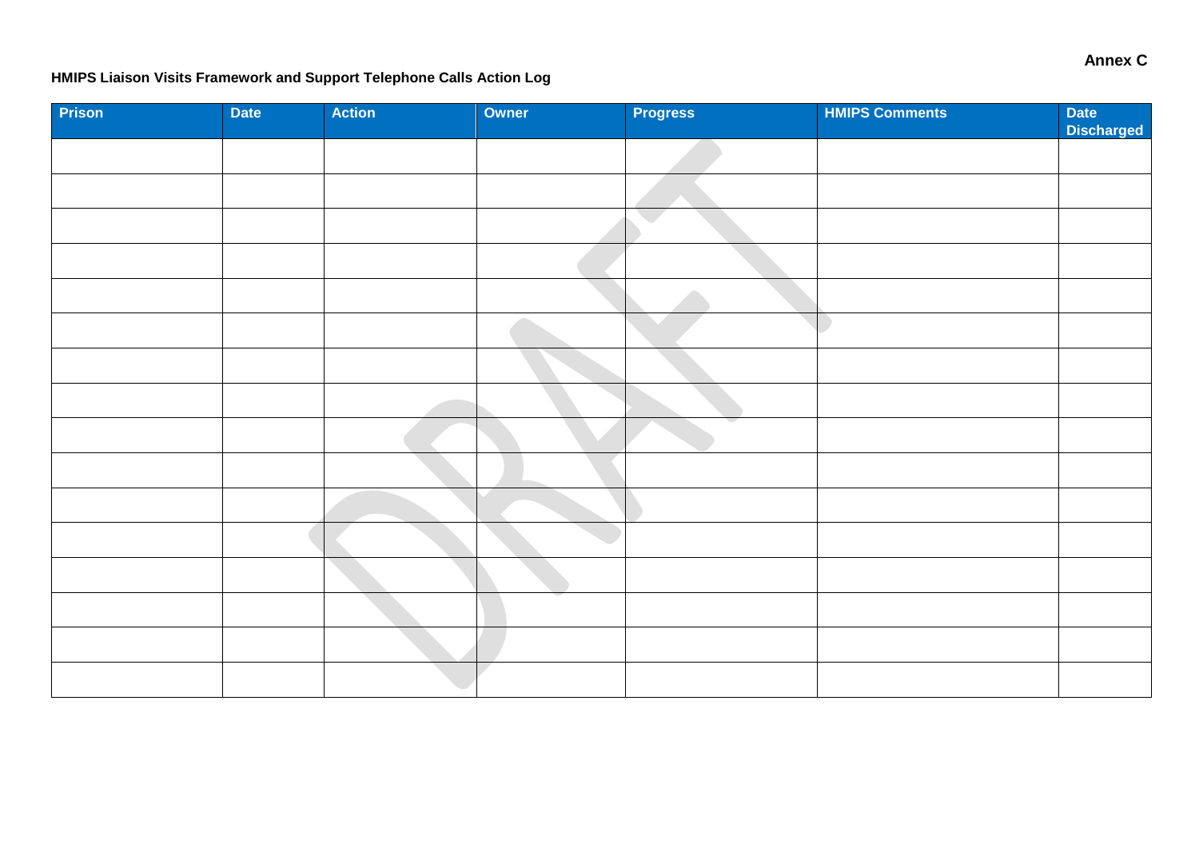**Annex C**

**HMIPS Liaison Visits Framework and Support Telephone Calls Action Log**

| Prison | Date | Action | Owner | Progress | HMIPS Comments | Date Discharged |
|---|---|---|---|---|---|---|
| | | | | | | |
| | | | | | | |
| | | | | | | |
| | | | | | | |
| | | | | | | |
| | | | | | | |
| | | | | | | |
| | | | | | | |
| | | | | | | |
| | | | | | | |
| | | | | | | |
| | | | | | | |
| | | | | | | |
| | | | | | | |
| | | | | | | |
| | | | | | | |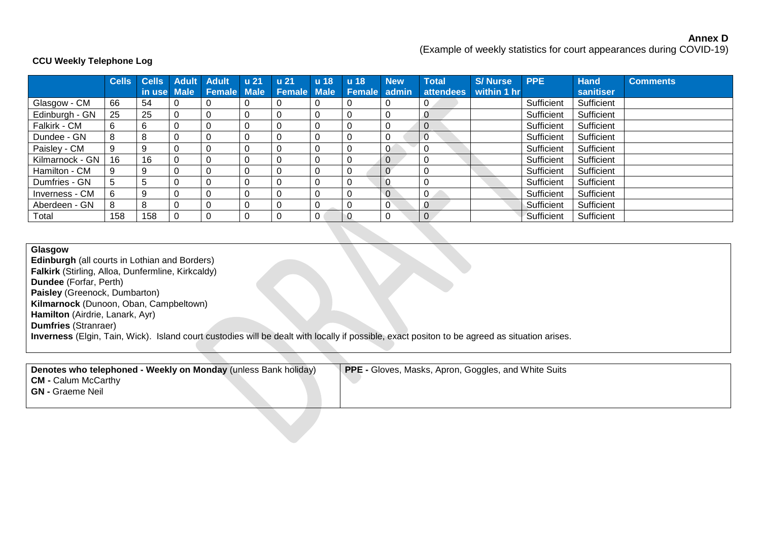**Annex D**
(Example of weekly statistics for court appearances during COVID-19)

**CCU Weekly Telephone Log**

| | Cells | Cells in use | Adult Male | Adult Female | u 21 Male | u 21 Female | u 18 Male | u 18 Female | New admin | Total attendees | S/ Nurse within 1 hr | PPE | Hand sanitiser | Comments |
|---|---|---|---|---|---|---|---|---|---|---|---|---|---|---|
| Glasgow - CM | 66 | 54 | 0 | 0 | 0 | 0 | 0 | 0 | 0 | 0 | | Sufficient | Sufficient | |
| Edinburgh - GN | 25 | 25 | 0 | 0 | 0 | 0 | 0 | 0 | 0 | 0 | | Sufficient | Sufficient | |
| Falkirk - CM | 6 | 6 | 0 | 0 | 0 | 0 | 0 | 0 | 0 | 0 | | Sufficient | Sufficient | |
| Dundee - GN | 8 | 8 | 0 | 0 | 0 | 0 | 0 | 0 | 0 | 0 | | Sufficient | Sufficient | |
| Paisley - CM | 9 | 9 | 0 | 0 | 0 | 0 | 0 | 0 | 0 | 0 | | Sufficient | Sufficient | |
| Kilmarnock - GN | 16 | 16 | 0 | 0 | 0 | 0 | 0 | 0 | 0 | 0 | | Sufficient | Sufficient | |
| Hamilton - CM | 9 | 9 | 0 | 0 | 0 | 0 | 0 | 0 | 0 | 0 | | Sufficient | Sufficient | |
| Dumfries - GN | 5 | 5 | 0 | 0 | 0 | 0 | 0 | 0 | 0 | 0 | | Sufficient | Sufficient | |
| Inverness - CM | 6 | 9 | 0 | 0 | 0 | 0 | 0 | 0 | 0 | 0 | | Sufficient | Sufficient | |
| Aberdeen - GN | 8 | 8 | 0 | 0 | 0 | 0 | 0 | 0 | 0 | 0 | | Sufficient | Sufficient | |
| Total | 158 | 158 | 0 | 0 | 0 | 0 | 0 | 0 | 0 | 0 | | Sufficient | Sufficient | |

**Glasgow**
**Edinburgh** (all courts in Lothian and Borders)
**Falkirk** (Stirling, Alloa, Dunfermline, Kirkcaldy)
**Dundee** (Forfar, Perth)
**Paisley** (Greenock, Dumbarton)
**Kilmarnock** (Dunoon, Oban, Campbeltown)
**Hamilton** (Airdrie, Lanark, Ayr)
**Dumfries** (Stranraer)
**Inverness** (Elgin, Tain, Wick). Island court custodies will be dealt with locally if possible, exact positon to be agreed as situation arises.

**Denotes who telephoned - Weekly on Monday** (unless Bank holiday)
**CM -** Calum McCarthy
**GN -** Graeme Neil

**PPE -** Gloves, Masks, Apron, Goggles, and White Suits